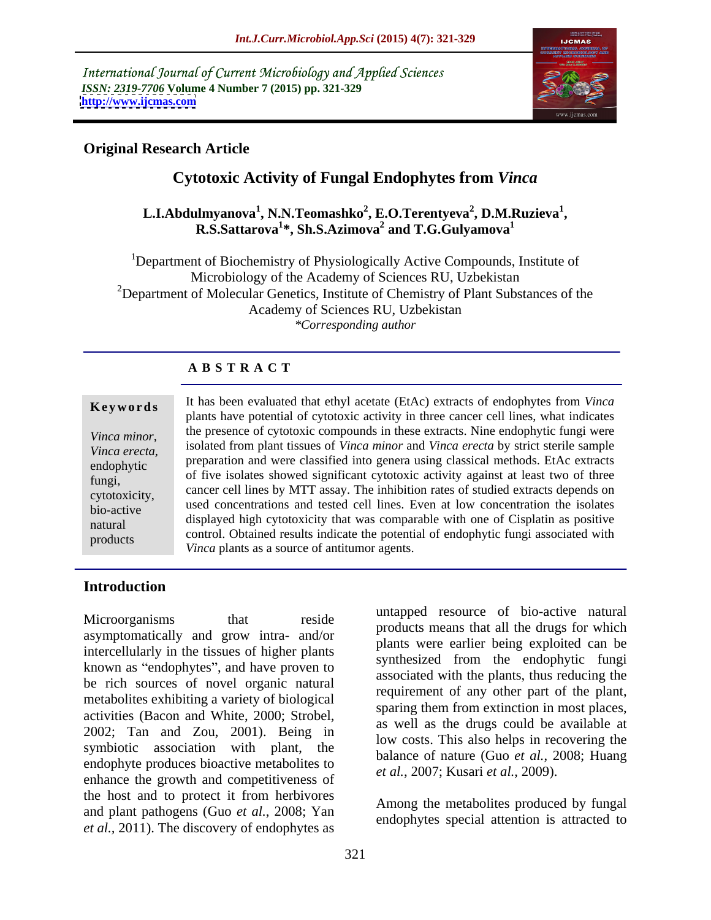International Journal of Current Microbiology and Applied Sciences
*ISSN: 2319-7706* **Volume 4 Number 7 (2015) pp. 321-329**
**http://www.ijcmas.com**

**Original Research Article**

# Cytotoxic Activity of Fungal Endophytes from *Vinca*

**L.I.Abdulmyanova[1], N.N.Teomashko[2], E.O.Terentyeva[2], D.M.Ruzieva[1], R.S.Sattarova[1]*, Sh.S.Azimova[2] and T.G.Gulyamova[1]**

[1]Department of Biochemistry of Physiologically Active Compounds, Institute of Microbiology of the Academy of Sciences RU, Uzbekistan
[2]Department of Molecular Genetics, Institute of Chemistry of Plant Substances of the Academy of Sciences RU, Uzbekistan
*\*Corresponding author*

## A B S T R A C T

**Keywords**

*Vinca minor*, *Vinca erecta*, endophytic fungi, cytotoxicity, bio-active natural products

It has been evaluated that ethyl acetate (EtAc) extracts of endophytes from *Vinca* plants have potential of cytotoxic activity in three cancer cell lines, what indicates the presence of cytotoxic compounds in these extracts. Nine endophytic fungi were isolated from plant tissues of *Vinca minor* and *Vinca erecta* by strict sterile sample preparation and were classified into genera using classical methods. EtAc extracts of five isolates showed significant cytotoxic activity against at least two of three cancer cell lines by MTT assay. The inhibition rates of studied extracts depends on used concentrations and tested cell lines. Even at low concentration the isolates displayed high cytotoxicity that was comparable with one of Cisplatin as positive control. Obtained results indicate the potential of endophytic fungi associated with *Vinca* plants as a source of antitumor agents.

## Introduction

Microorganisms that reside asymptomatically and grow intra- and/or intercellularly in the tissues of higher plants known as "endophytes", and have proven to be rich sources of novel organic natural metabolites exhibiting a variety of biological activities (Bacon and White, 2000; Strobel, 2002; Tan and Zou, 2001). Being in symbiotic association with plant, the endophyte produces bioactive metabolites to enhance the growth and competitiveness of the host and to protect it from herbivores and plant pathogens (Guo *et al*., 2008; Yan *et al.,* 2011). The discovery of endophytes as untapped resource of bio-active natural products means that all the drugs for which plants were earlier being exploited can be synthesized from the endophytic fungi associated with the plants, thus reducing the requirement of any other part of the plant, sparing them from extinction in most places, as well as the drugs could be available at low costs. This also helps in recovering the balance of nature (Guo *et al.*, 2008; Huang *et al.*, 2007; Kusari *et al.*, 2009).

Among the metabolites produced by fungal endophytes special attention is attracted to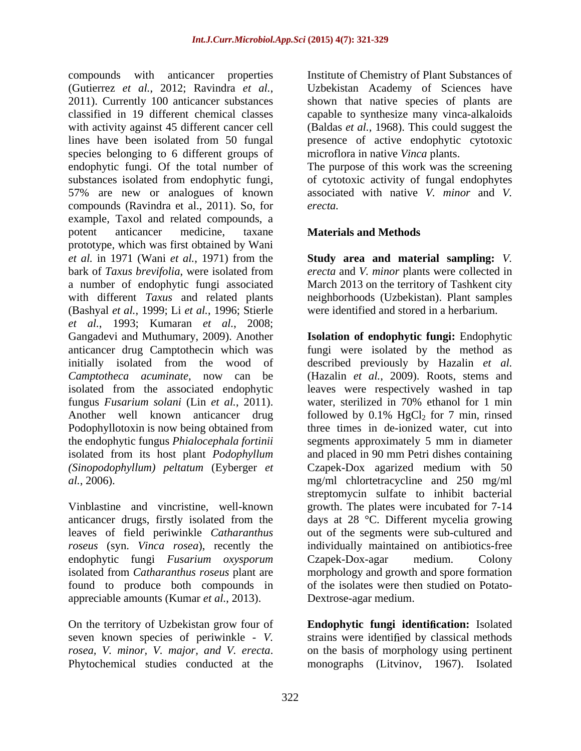compounds with anticancer properties (Gutierrez *et al.*, 2012; Ravindra *et al.*, 2011). Currently 100 anticancer substances classified in 19 different chemical classes with activity against 45 different cancer cell lines have been isolated from 50 fungal species belonging to 6 different groups of endophytic fungi. Of the total number of substances isolated from endophytic fungi, 57% are new or analogues of known compounds (Ravindra et al., 2011). So, for example, Taxol and related compounds, a potent anticancer medicine, taxane prototype, which was first obtained by Wani *et al.* in 1971 (Wani *et al.*, 1971) from the bark of *Taxus brevifolia*, were isolated from a number of endophytic fungi associated with different *Taxus* and related plants (Bashyal *et al.*, 1999; Li *et al.*, 1996; Stierle *et al.*, 1993; Kumaran *et al.*, 2008; Gangadevi and Muthumary, 2009). Another anticancer drug Camptothecin which was initially isolated from the wood of *Camptotheca acuminate*, now can be isolated from the associated endophytic fungus *Fusarium solani* (Lin *et al.*, 2011). Another well known anticancer drug Podophyllotoxin is now being obtained from the endophytic fungus *Phialocephala fortinii* isolated from its host plant *Podophyllum (Sinopodophyllum) peltatum* (Eyberger *et al.*, 2006).

Vinblastine and vincristine, well-known anticancer drugs, firstly isolated from the leaves of field periwinkle *Catharanthus roseus* (syn. *Vinca rosea*), recently the endophytic fungi *Fusarium oxysporum* isolated from *Catharanthus roseus* plant are found to produce both compounds in appreciable amounts (Kumar *et al.*, 2013).

On the territory of Uzbekistan grow four of seven known species of periwinkle - *V. rosea, V. minor, V. major, and V. erecta*. Phytochemical studies conducted at the Institute of Chemistry of Plant Substances of Uzbekistan Academy of Sciences have shown that native species of plants are capable to synthesize many vinca-alkaloids (Baldas *et al.*, 1968). This could suggest the presence of active endophytic cytotoxic microflora in native *Vinca* plants.

The purpose of this work was the screening of cytotoxic activity of fungal endophytes associated with native *V. minor* and *V. erecta.*

## Materials and Methods

**Study area and material sampling:** *V. erecta* and *V. minor* plants were collected in March 2013 on the territory of Tashkent city neighborhoods (Uzbekistan). Plant samples were identified and stored in a herbarium.

**Isolation of endophytic fungi:** Endophytic fungi were isolated by the method as described previously by Hazalin *et al.* (Hazalin *et al.*, 2009). Roots, stems and leaves were respectively washed in tap water, sterilized in 70% ethanol for 1 min followed by 0.1% $HgCl_2$ for 7 min, rinsed three times in de-ionized water, cut into segments approximately 5 mm in diameter and placed in 90 mm Petri dishes containing Czapek-Dox agarized medium with 50 mg/ml chlortetracycline and 250 mg/ml streptomycin sulfate to inhibit bacterial growth. The plates were incubated for 7-14 days at 28 °C. Different mycelia growing out of the segments were sub-cultured and individually maintained on antibiotics-free Czapek-Dox-agar medium. Colony morphology and growth and spore formation of the isolates were then studied on Potato-Dextrose-agar medium.

**Endophytic fungi identification:** Isolated strains were identified by classical methods on the basis of morphology using pertinent monographs (Litvinov, 1967). Isolated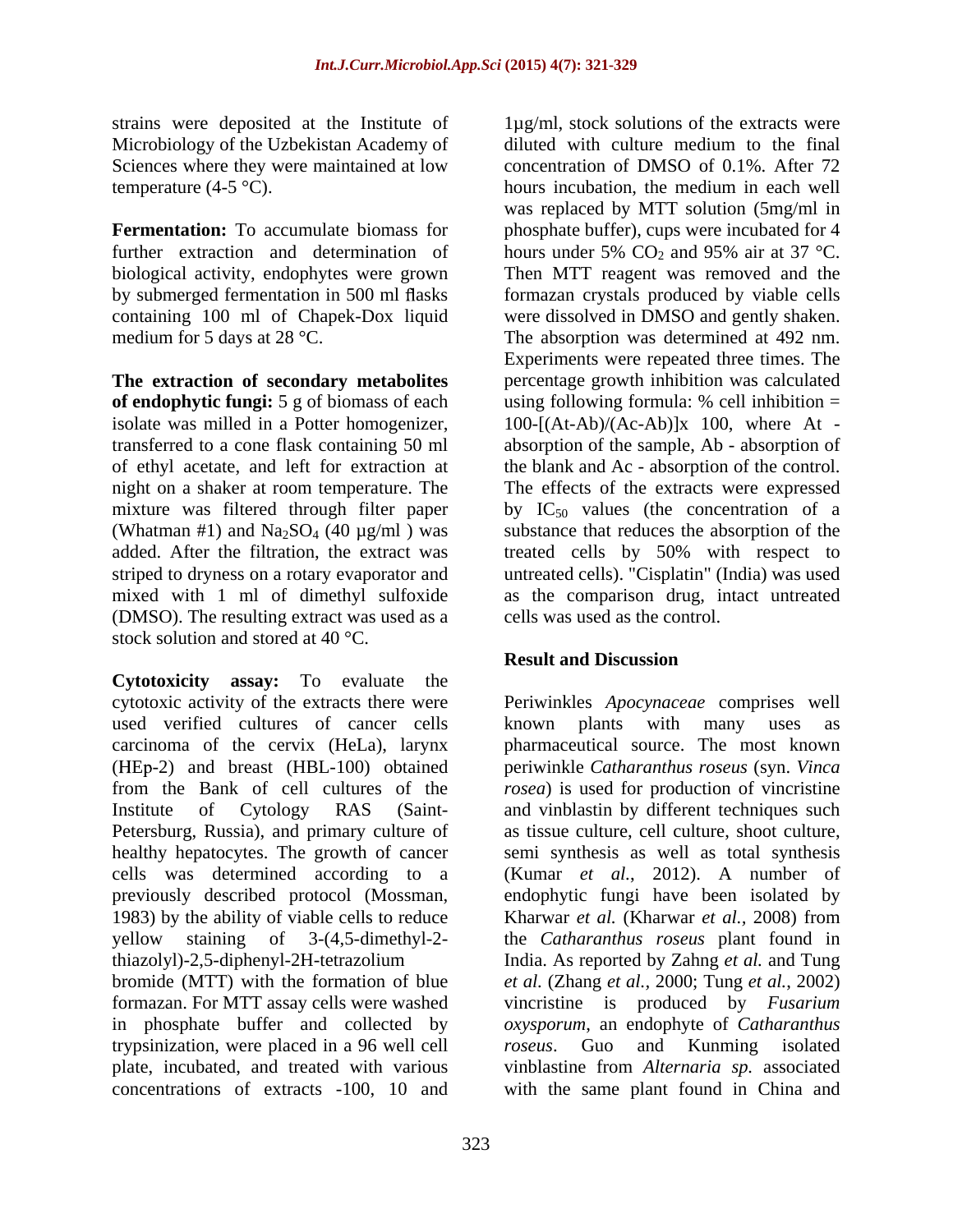strains were deposited at the Institute of Microbiology of the Uzbekistan Academy of Sciences where they were maintained at low temperature (4-5 °C).

**Fermentation:** To accumulate biomass for further extraction and determination of biological activity, endophytes were grown by submerged fermentation in 500 ml flasks containing 100 ml of Chapek-Dox liquid medium for 5 days at 28 °C.

**The extraction of secondary metabolites of endophytic fungi:** 5 g of biomass of each isolate was milled in a Potter homogenizer, transferred to a cone flask containing 50 ml of ethyl acetate, and left for extraction at night on a shaker at room temperature. The mixture was filtered through filter paper (Whatman #1) and $Na_2SO_4$ (40 µg/ml ) was added. After the filtration, the extract was striped to dryness on a rotary evaporator and mixed with 1 ml of dimethyl sulfoxide (DMSO). The resulting extract was used as a stock solution and stored at 40 °C.

**Cytotoxicity assay:** To evaluate the cytotoxic activity of the extracts there were used verified cultures of cancer cells carcinoma of the cervix (HeLa), larynx (HEp-2) and breast (HBL-100) obtained from the Bank of cell cultures of the Institute of Cytology RAS (Saint-Petersburg, Russia), and primary culture of healthy hepatocytes. The growth of cancer cells was determined according to a previously described protocol (Mossman, 1983) by the ability of viable cells to reduce yellow staining of 3-(4,5-dimethyl-2-thiazolyl)-2,5-diphenyl-2H-tetrazolium bromide (MTT) with the formation of blue formazan. For MTT assay cells were washed in phosphate buffer and collected by trypsinization, were placed in a 96 well cell plate, incubated, and treated with various concentrations of extracts -100, 10 and 1µg/ml, stock solutions of the extracts were diluted with culture medium to the final concentration of DMSO of 0.1%. After 72 hours incubation, the medium in each well was replaced by MTT solution (5mg/ml in phosphate buffer), cups were incubated for 4 hours under 5% $CO_2$ and 95% air at 37 °C. Then MTT reagent was removed and the formazan crystals produced by viable cells were dissolved in DMSO and gently shaken. The absorption was determined at 492 nm. Experiments were repeated three times. The percentage growth inhibition was calculated using following formula: % cell inhibition = $100-[(At-Ab)/(Ac-Ab)]\times 100$, where At - absorption of the sample, Ab - absorption of the blank and Ac - absorption of the control. The effects of the extracts were expressed by $IC_{50}$ values (the concentration of a substance that reduces the absorption of the treated cells by 50% with respect to untreated cells). "Cisplatin" (India) was used as the comparison drug, intact untreated cells was used as the control.

## Result and Discussion

Periwinkles *Apocynaceae* comprises well known plants with many uses as pharmaceutical source. The most known periwinkle *Catharanthus roseus* (syn. *Vinca rosea*) is used for production of vincristine and vinblastin by different techniques such as tissue culture, cell culture, shoot culture, semi synthesis as well as total synthesis (Kumar *et al.*, 2012). A number of endophytic fungi have been isolated by Kharwar *et al.* (Kharwar *et al.,* 2008) from the *Catharanthus roseus* plant found in India. As reported by Zahng *et al.* and Tung *et al.* (Zhang *et al.*, 2000; Tung *et al.*, 2002) vincristine is produced by *Fusarium oxysporum*, an endophyte of *Catharanthus roseus*. Guo and Kunming isolated vinblastine from *Alternaria sp.* associated with the same plant found in China and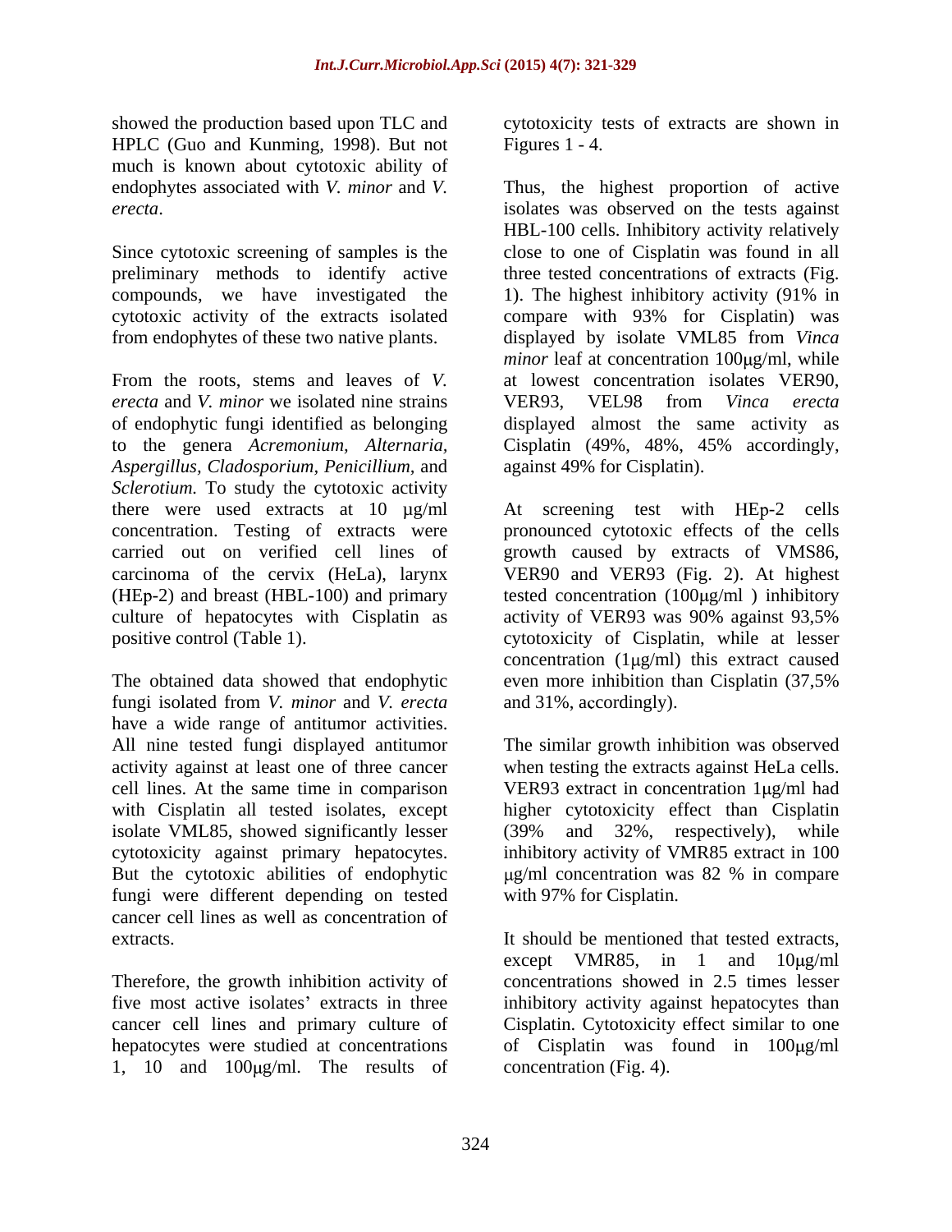showed the production based upon TLC and HPLC (Guo and Kunming, 1998). But not much is known about cytotoxic ability of endophytes associated with *V. minor* and *V. erecta*.

Since cytotoxic screening of samples is the preliminary methods to identify active compounds, we have investigated the cytotoxic activity of the extracts isolated from endophytes of these two native plants.

From the roots, stems and leaves of *V. erecta* and *V. minor* we isolated nine strains of endophytic fungi identified as belonging to the genera *Acremonium*, *Alternaria*, *Aspergillus*, *Cladosporium*, *Penicillium*, and *Sclerotium*. To study the cytotoxic activity there were used extracts at 10 µg/ml concentration. Testing of extracts were carried out on verified cell lines of carcinoma of the cervix (HeLa), larynx (HEp-2) and breast (HBL-100) and primary culture of hepatocytes with Cisplatin as positive control (Table 1).

The obtained data showed that endophytic fungi isolated from *V. minor* and *V. erecta* have a wide range of antitumor activities. All nine tested fungi displayed antitumor activity against at least one of three cancer cell lines. At the same time in comparison with Cisplatin all tested isolates, except isolate VML85, showed significantly lesser cytotoxicity against primary hepatocytes. But the cytotoxic abilities of endophytic fungi were different depending on tested cancer cell lines as well as concentration of extracts.

Therefore, the growth inhibition activity of five most active isolates' extracts in three cancer cell lines and primary culture of hepatocytes were studied at concentrations 1, 10 and 100μg/ml. The results of cytotoxicity tests of extracts are shown in Figures 1 - 4.

Thus, the highest proportion of active isolates was observed on the tests against HBL-100 cells. Inhibitory activity relatively close to one of Cisplatin was found in all three tested concentrations of extracts (Fig. 1). The highest inhibitory activity (91% in compare with 93% for Cisplatin) was displayed by isolate VML85 from *Vinca minor* leaf at concentration 100μg/ml, while at lowest concentration isolates VER90, VER93, VEL98 from *Vinca erecta* displayed almost the same activity as Cisplatin (49%, 48%, 45% accordingly, against 49% for Cisplatin).

At screening test with HEp-2 cells pronounced cytotoxic effects of the cells growth caused by extracts of VMS86, VER90 and VER93 (Fig. 2). At highest tested concentration (100μg/ml ) inhibitory activity of VER93 was 90% against 93,5% cytotoxicity of Cisplatin, while at lesser concentration (1μg/ml) this extract caused even more inhibition than Cisplatin (37,5% and 31%, accordingly).

The similar growth inhibition was observed when testing the extracts against HeLa cells. VER93 extract in concentration 1μg/ml had higher cytotoxicity effect than Cisplatin (39% and 32%, respectively), while inhibitory activity of VMR85 extract in 100 μg/ml concentration was 82 % in compare with 97% for Cisplatin.

It should be mentioned that tested extracts, except VMR85, in 1 and 10μg/ml concentrations showed in 2.5 times lesser inhibitory activity against hepatocytes than Cisplatin. Cytotoxicity effect similar to one of Cisplatin was found in 100μg/ml concentration (Fig. 4).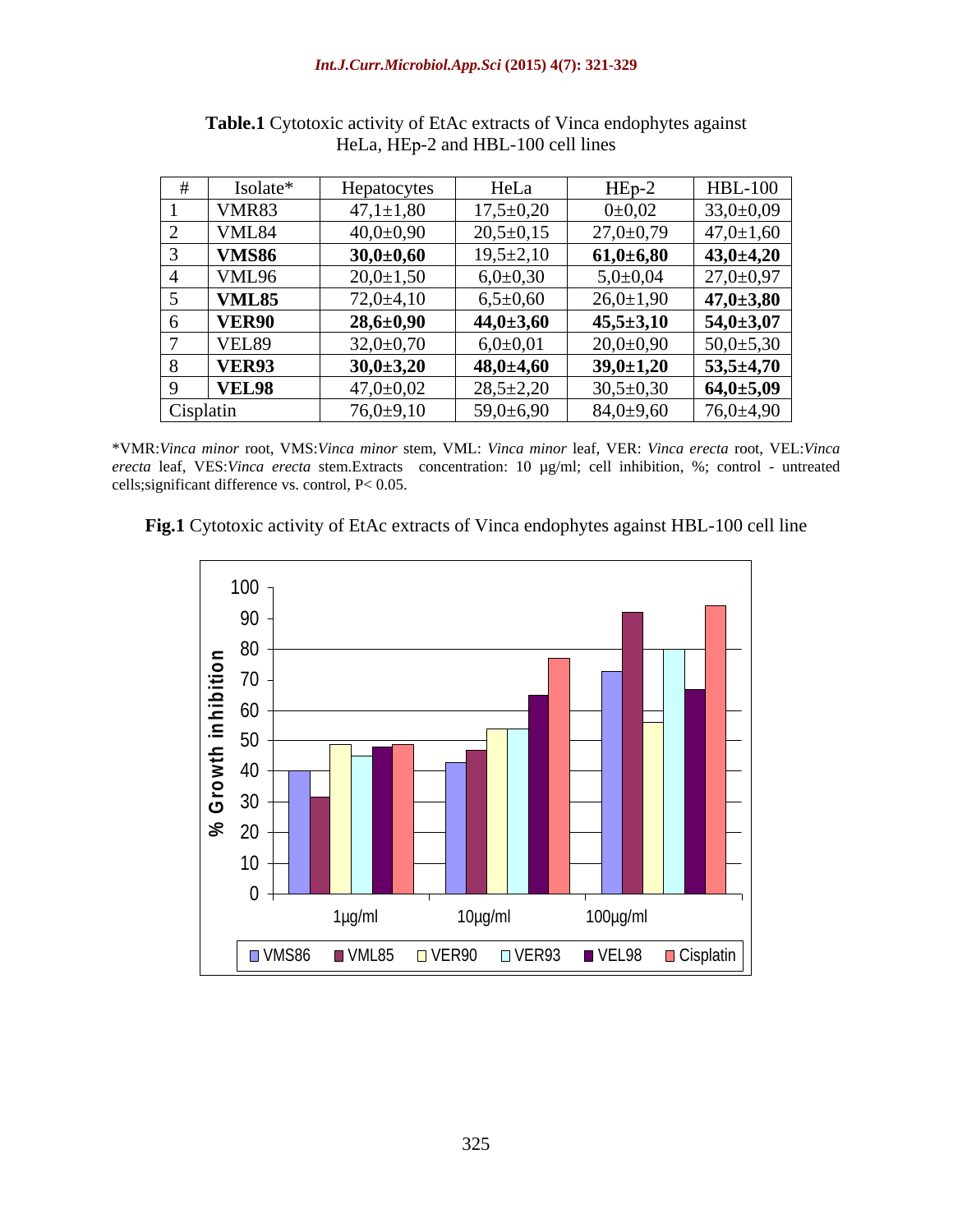**Table.1** Cytotoxic activity of EtAc extracts of Vinca endophytes against HeLa, HEp-2 and HBL-100 cell lines

| # | Isolate* | Hepatocytes | HeLa | HEp-2 | HBL-100 |
|---|---|---|---|---|---|
| 1 | VMR83 | 47,1±1,80 | 17,5±0,20 | 0±0,02 | 33,0±0,09 |
| 2 | VML84 | 40,0±0,90 | 20,5±0,15 | 27,0±0,79 | 47,0±1,60 |
| 3 | **VMS86** | **30,0±0,60** | 19,5±2,10 | **61,0±6,80** | **43,0±4,20** |
| 4 | VML96 | 20,0±1,50 | 6,0±0,30 | 5,0±0,04 | 27,0±0,97 |
| 5 | **VML85** | 72,0±4,10 | 6,5±0,60 | 26,0±1,90 | **47,0±3,80** |
| 6 | **VER90** | **28,6±0,90** | **44,0±3,60** | **45,5±3,10** | **54,0±3,07** |
| 7 | VEL89 | 32,0±0,70 | 6,0±0,01 | 20,0±0,90 | 50,0±5,30 |
| 8 | **VER93** | **30,0±3,20** | **48,0±4,60** | **39,0±1,20** | **53,5±4,70** |
| 9 | **VEL98** | 47,0±0,02 | 28,5±2,20 | 30,5±0,30 | **64,0±5,09** |
| Cisplatin | | 76,0±9,10 | 59,0±6,90 | 84,0±9,60 | 76,0±4,90 |

*VMR:*Vinca minor* root, VMS:*Vinca minor* stem, VML: *Vinca minor* leaf, VER: *Vinca erecta* root, VEL:*Vinca erecta* leaf, VES:*Vinca erecta* stem.Extracts concentration: 10 µg/ml; cell inhibition, %; control - untreated cells;significant difference vs. control, $P < 0.05$.

**Fig.1** Cytotoxic activity of EtAc extracts of Vinca endophytes against HBL-100 cell line

| Concentration | VMS86 | VML85 | VER90 | VER93 | VEL98 | Cisplatin |
|---|---|---|---|---|---|---|
| 1µg/ml | 40 | 31 | 49 | 45 | 48 | 49 |
| 10µg/ml | 43 | 47 | 54 | 54 | 65 | 77 |
| 100µg/ml | 73 | 92 | 56 | 80 | 67 | 94 |

% Growth inhibition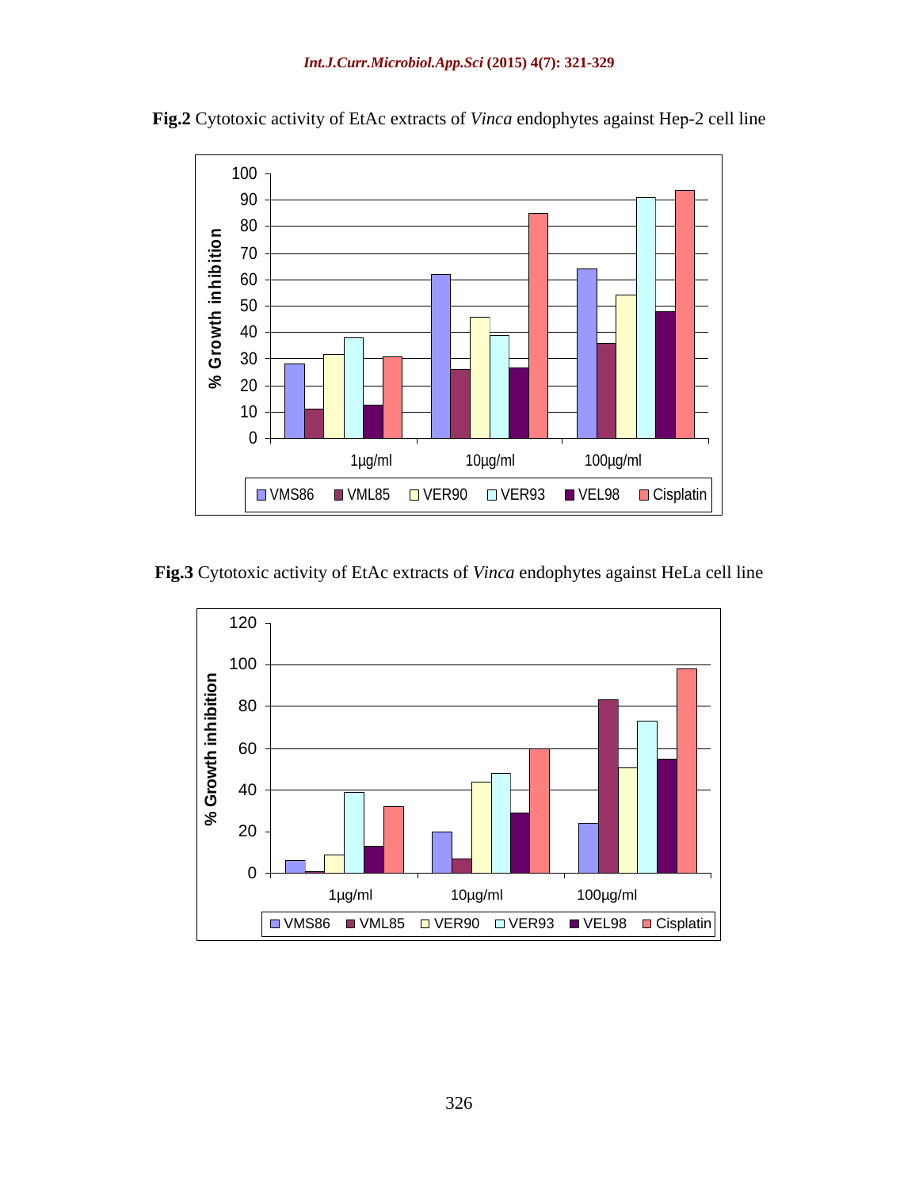**Fig.2** Cytotoxic activity of EtAc extracts of *Vinca* endophytes against Hep-2 cell line

**Fig.3** Cytotoxic activity of EtAc extracts of *Vinca* endophytes against HeLa cell line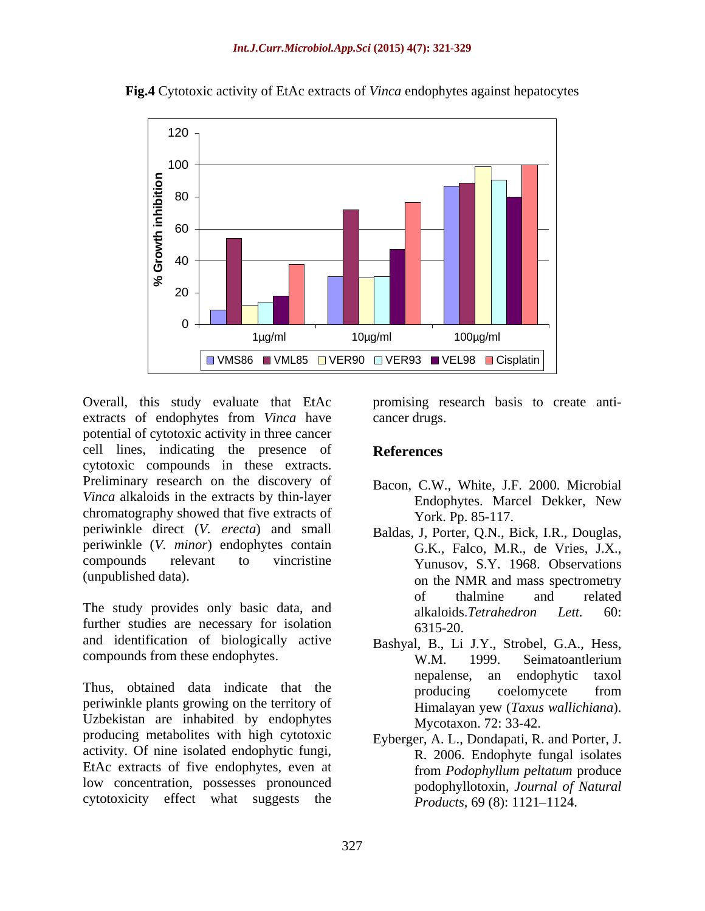**Fig.4** Cytotoxic activity of EtAc extracts of *Vinca* endophytes against hepatocytes

Overall, this study evaluate that EtAc extracts of endophytes from *Vinca* have potential of cytotoxic activity in three cancer cell lines, indicating the presence of cytotoxic compounds in these extracts. Preliminary research on the discovery of *Vinca* alkaloids in the extracts by thin-layer chromatography showed that five extracts of periwinkle direct (*V. erecta*) and small periwinkle (*V. minor*) endophytes contain compounds relevant to vincristine (unpublished data).

The study provides only basic data, and further studies are necessary for isolation and identification of biologically active compounds from these endophytes.

Thus, obtained data indicate that the periwinkle plants growing on the territory of Uzbekistan are inhabited by endophytes producing metabolites with high cytotoxic activity. Of nine isolated endophytic fungi, EtAc extracts of five endophytes, even at low concentration, possesses pronounced cytotoxicity effect what suggests the promising research basis to create anti-cancer drugs.

## References

Bacon, C.W., White, J.F. 2000. Microbial Endophytes. Marcel Dekker, New York. Pp. 85-117.

Baldas, J, Porter, Q.N., Bick, I.R., Douglas, G.K., Falco, M.R., de Vries, J.X., Yunusov, S.Y. 1968. Observations on the NMR and mass spectrometry of thalmine and related alkaloids.*Tetrahedron Lett.* 60: 6315-20.

Bashyal, B., Li J.Y., Strobel, G.A., Hess, W.M. 1999. Seimatoantlerium nepalense, an endophytic taxol producing coelomycete from Himalayan yew (*Taxus wallichiana*). Mycotaxon. 72: 33-42.

Eyberger, A. L., Dondapati, R. and Porter, J. R. 2006. Endophyte fungal isolates from *Podophyllum peltatum* produce podophyllotoxin, *Journal of Natural Products*, 69 (8): 1121–1124.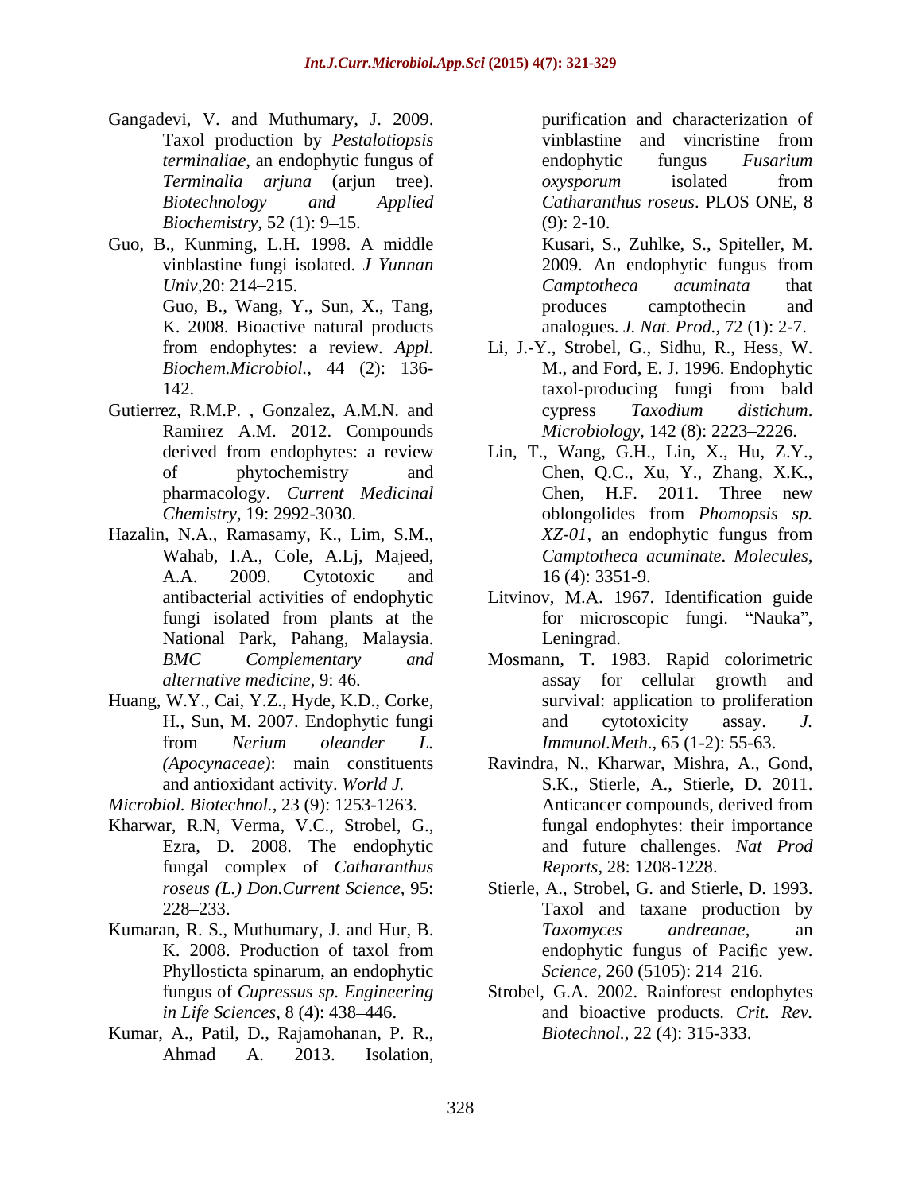Gangadevi, V. and Muthumary, J. 2009. Taxol production by *Pestalotiopsis terminaliae*, an endophytic fungus of *Terminalia arjuna* (arjun tree). *Biotechnology and Applied Biochemistry*, 52 (1): 9–15.

Guo, B., Kunming, L.H. 1998. A middle vinblastine fungi isolated. *J Yunnan Univ*,20: 214–215.

Guo, B., Wang, Y., Sun, X., Tang, K. 2008. Bioactive natural products from endophytes: a review. *Appl. Biochem.Microbiol.,* 44 (2): 136-142.

Gutierrez, R.M.P. , Gonzalez, A.M.N. and Ramirez A.M. 2012. Compounds derived from endophytes: a review of phytochemistry and pharmacology. *Current Medicinal Chemistry*, 19: 2992-3030.

Hazalin, N.A., Ramasamy, K., Lim, S.M., Wahab, I.A., Cole, A.Lj, Majeed, A.A. 2009. Cytotoxic and antibacterial activities of endophytic fungi isolated from plants at the National Park, Pahang, Malaysia. *BMC Complementary and alternative medicine*, 9: 46.

Huang, W.Y., Cai, Y.Z., Hyde, K.D., Corke, H., Sun, M. 2007. Endophytic fungi from *Nerium oleander L. (Apocynaceae)*: main constituents and antioxidant activity. *World J. Microbiol. Biotechnol.,* 23 (9): 1253-1263.

Kharwar, R.N, Verma, V.C., Strobel, G., Ezra, D. 2008. The endophytic fungal complex of *Catharanthus roseus (L.) Don.Current Science*, 95: 228–233.

Kumaran, R. S., Muthumary, J. and Hur, B. K. 2008. Production of taxol from Phyllosticta spinarum, an endophytic fungus of *Cupressus sp. Engineering in Life Sciences*, 8 (4): 438–446.

Kumar, A., Patil, D., Rajamohanan, P. R., Ahmad A. 2013. Isolation, purification and characterization of vinblastine and vincristine from endophytic fungus *Fusarium oxysporum* isolated from *Catharanthus roseus*. PLOS ONE, 8 (9): 2-10.

Kusari, S., Zuhlke, S., Spiteller, M. 2009. An endophytic fungus from *Camptotheca acuminata* that produces camptothecin and analogues. *J. Nat. Prod.*, 72 (1): 2-7.

Li, J.-Y., Strobel, G., Sidhu, R., Hess, W. M., and Ford, E. J. 1996. Endophytic taxol-producing fungi from bald cypress *Taxodium distichum*. *Microbiology,* 142 (8): 2223–2226.

Lin, T., Wang, G.H., Lin, X., Hu, Z.Y., Chen, Q.C., Xu, Y., Zhang, X.K., Chen, H.F. 2011. Three new oblongolides from *Phomopsis sp. XZ-01*, an endophytic fungus from *Camptotheca acuminate*. *Molecules,* 16 (4): 3351-9.

Litvinov, M.A. 1967. Identification guide for microscopic fungi. "Nauka", Leningrad.

Mosmann, T. 1983. Rapid colorimetric assay for cellular growth and survival: application to proliferation and cytotoxicity assay. *J. Immunol.Meth.*, 65 (1-2): 55-63.

Ravindra, N., Kharwar, Mishra, A., Gond, S.K., Stierle, A., Stierle, D. 2011. Anticancer compounds, derived from fungal endophytes: their importance and future challenges. *Nat Prod Reports,* 28: 1208-1228.

Stierle, A., Strobel, G. and Stierle, D. 1993. Taxol and taxane production by *Taxomyces andreanae*, an endophytic fungus of Pacific yew. *Science*, 260 (5105): 214–216.

Strobel, G.A. 2002. Rainforest endophytes and bioactive products. *Crit. Rev. Biotechnol.,* 22 (4): 315-333.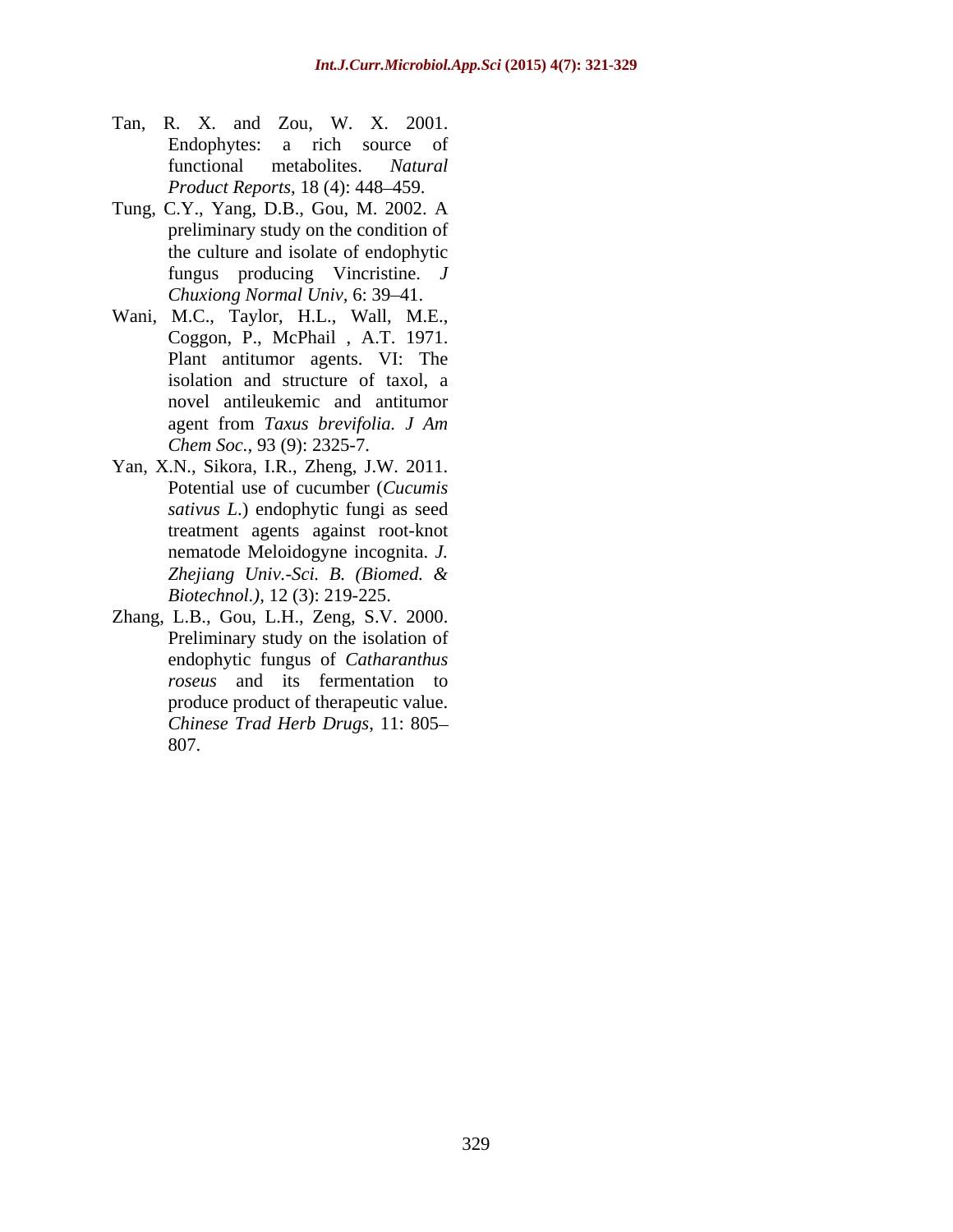Tan, R. X. and Zou, W. X. 2001. Endophytes: a rich source of functional metabolites. *Natural Product Reports*, 18 (4): 448–459.

Tung, C.Y., Yang, D.B., Gou, M. 2002. A preliminary study on the condition of the culture and isolate of endophytic fungus producing Vincristine. *J Chuxiong Normal Univ,* 6: 39–41.

Wani, M.C., Taylor, H.L., Wall, M.E., Coggon, P., McPhail , A.T. 1971. Plant antitumor agents. VI: The isolation and structure of taxol, a novel antileukemic and antitumor agent from *Taxus brevifolia. J Am Chem Soc.*, 93 (9): 2325-7.

Yan, X.N., Sikora, I.R., Zheng, J.W. 2011. Potential use of cucumber (*Cucumis sativus L.*) endophytic fungi as seed treatment agents against root-knot nematode Meloidogyne incognita. *J. Zhejiang Univ.-Sci. B. (Biomed. & Biotechnol.),* 12 (3): 219-225.

Zhang, L.B., Gou, L.H., Zeng, S.V. 2000. Preliminary study on the isolation of endophytic fungus of *Catharanthus roseus* and its fermentation to produce product of therapeutic value. *Chinese Trad Herb Drugs,* 11: 805–807.